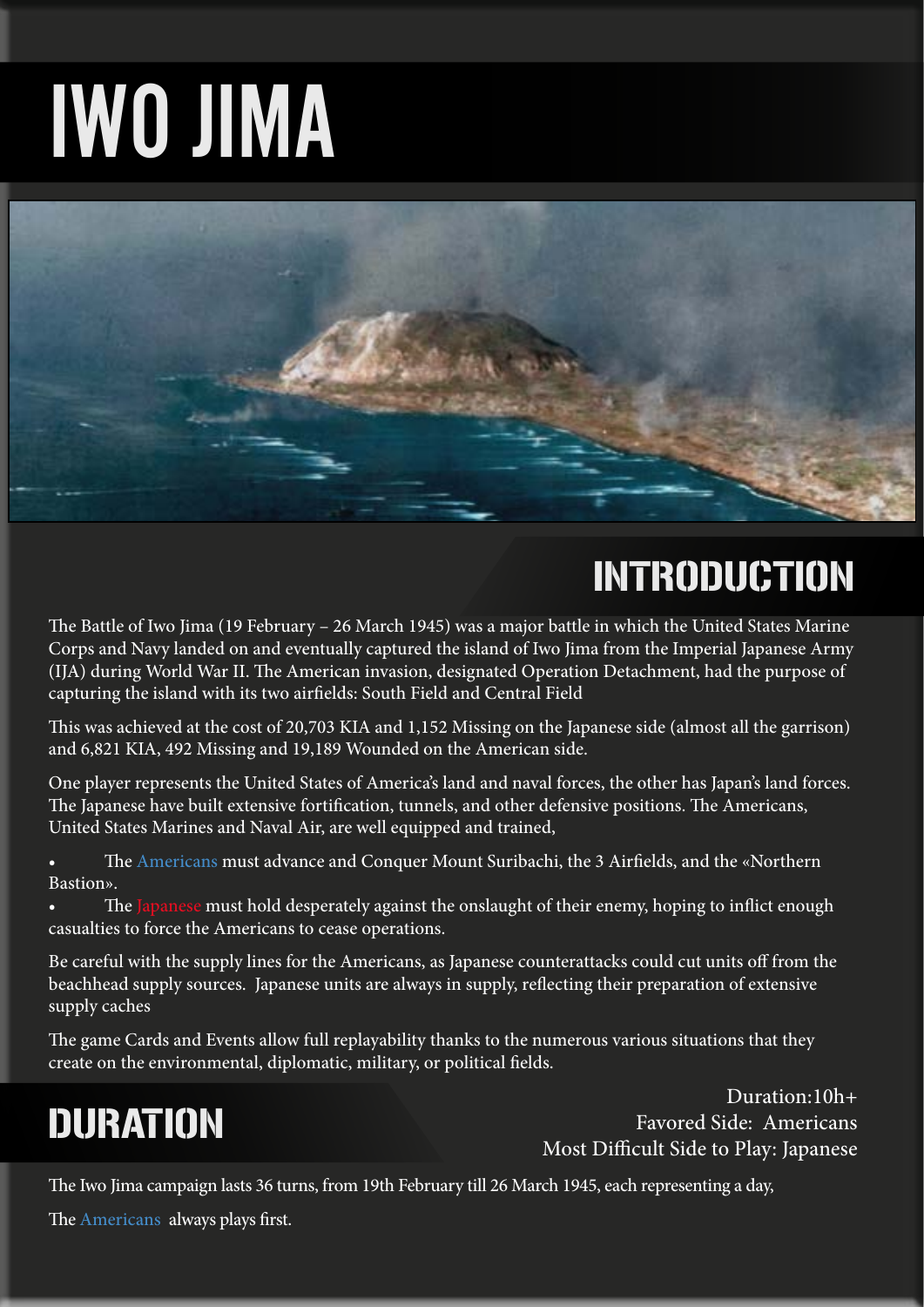# IWO JIMA

## INTRODUCTION

The Battle of Iwo Jima (19 February – 26 March 1945) was a major battle in which the United States Marine Corps and Navy landed on and eventually captured the island of Iwo Jima from the Imperial Japanese Army (IJA) during World War II. The American invasion, designated Operation Detachment, had the purpose of capturing the island with its two airfields: South Field and Central Field

This was achieved at the cost of 20,703 KIA and 1,152 Missing on the Japanese side (almost all the garrison) and 6,821 KIA, 492 Missing and 19,189 Wounded on the American side.

One player represents the United States of America's land and naval forces, the other has Japan's land forces. The Japanese have built extensive fortification, tunnels, and other defensive positions. The Americans, United States Marines and Naval Air, are well equipped and trained,

- The Americans must advance and Conquer Mount Suribachi, the 3 Airfields, and the «Northern Bastion».
- The Japanese must hold desperately against the onslaught of their enemy, hoping to inflict enough casualties to force the Americans to cease operations.

Be careful with the supply lines for the Americans, as Japanese counterattacks could cut units off from the beachhead supply sources. Japanese units are always in supply, reflecting their preparation of extensive supply caches

The game Cards and Events allow full replayability thanks to the numerous various situations that they create on the environmental, diplomatic, military, or political fields.

## DURATION

Duration:10h+
Favored Side: Americans
Most Difficult Side to Play: Japanese

The Iwo Jima campaign lasts 36 turns, from 19th February till 26 March 1945, each representing a day,

The Americans always plays first.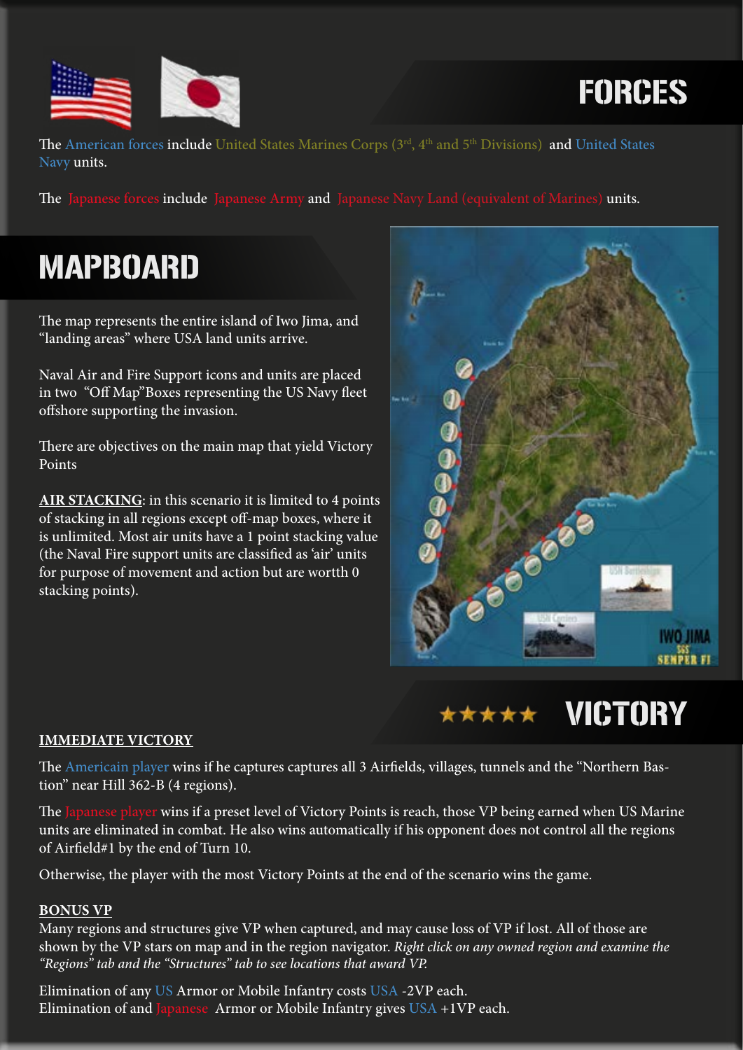## FORCES

The American forces include United States Marines Corps (3rd, 4th and 5th Divisions) and United States Navy units.

The Japanese forces include Japanese Army and Japanese Navy Land (equivalent of Marines) units.

## MAPBOARD

The map represents the entire island of Iwo Jima, and "landing areas" where USA land units arrive.

Naval Air and Fire Support icons and units are placed in two "Off Map"Boxes representing the US Navy fleet offshore supporting the invasion.

There are objectives on the main map that yield Victory Points

**AIR STACKING**: in this scenario it is limited to 4 points of stacking in all regions except off-map boxes, where it is unlimited. Most air units have a 1 point stacking value (the Naval Fire support units are classified as 'air' units for purpose of movement and action but are worth 0 stacking points).

## ★★★★★ VICTORY

**IMMEDIATE VICTORY**

The Americain player wins if he captures captures all 3 Airfields, villages, tunnels and the "Northern Bastion" near Hill 362-B (4 regions).

The Japanese player wins if a preset level of Victory Points is reach, those VP being earned when US Marine units are eliminated in combat. He also wins automatically if his opponent does not control all the regions of Airfield#1 by the end of Turn 10.

Otherwise, the player with the most Victory Points at the end of the scenario wins the game.

**BONUS VP**

Many regions and structures give VP when captured, and may cause loss of VP if lost. All of those are shown by the VP stars on map and in the region navigator. *Right click on any owned region and examine the "Regions" tab and the "Structures" tab to see locations that award VP.*

Elimination of any US Armor or Mobile Infantry costs USA -2VP each.
Elimination of and Japanese Armor or Mobile Infantry gives USA +1VP each.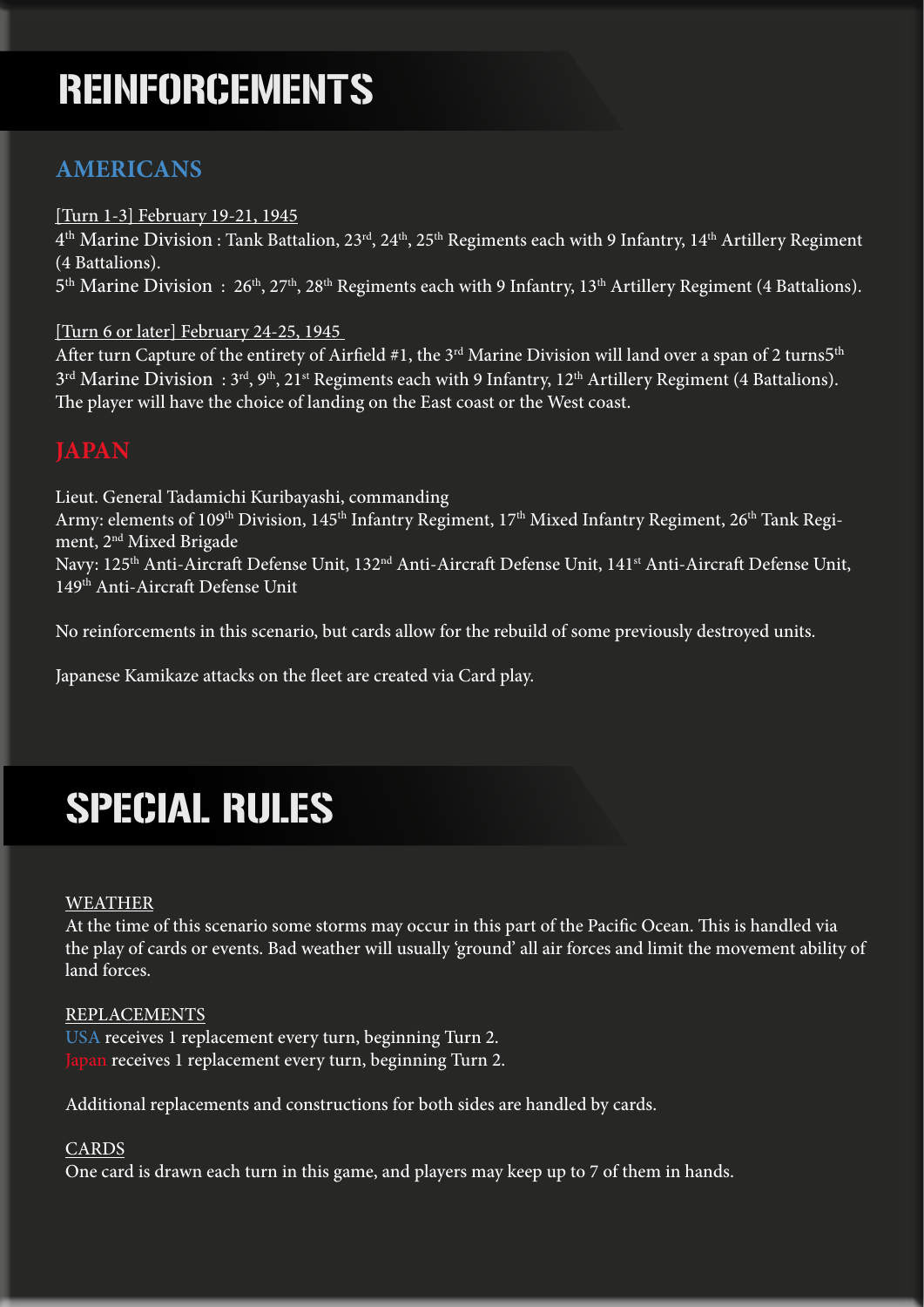# REINFORCEMENTS

## AMERICANS

[Turn 1-3] February 19-21, 1945

4th Marine Division : Tank Battalion, 23rd, 24th, 25th Regiments each with 9 Infantry, 14th Artillery Regiment (4 Battalions).

5th Marine Division : 26th, 27th, 28th Regiments each with 9 Infantry, 13th Artillery Regiment (4 Battalions).

[Turn 6 or later] February 24-25, 1945

After turn Capture of the entirety of Airfield #1, the 3rd Marine Division will land over a span of 2 turns5th

3rd Marine Division : 3rd, 9th, 21st Regiments each with 9 Infantry, 12th Artillery Regiment (4 Battalions).

The player will have the choice of landing on the East coast or the West coast.

## JAPAN

Lieut. General Tadamichi Kuribayashi, commanding

Army: elements of 109th Division, 145th Infantry Regiment, 17th Mixed Infantry Regiment, 26th Tank Regiment, 2nd Mixed Brigade

Navy: 125th Anti-Aircraft Defense Unit, 132nd Anti-Aircraft Defense Unit, 141st Anti-Aircraft Defense Unit, 149th Anti-Aircraft Defense Unit

No reinforcements in this scenario, but cards allow for the rebuild of some previously destroyed units.

Japanese Kamikaze attacks on the fleet are created via Card play.

# SPECIAL RULES

WEATHER

At the time of this scenario some storms may occur in this part of the Pacific Ocean. This is handled via the play of cards or events. Bad weather will usually 'ground' all air forces and limit the movement ability of land forces.

REPLACEMENTS

USA receives 1 replacement every turn, beginning Turn 2.

Japan receives 1 replacement every turn, beginning Turn 2.

Additional replacements and constructions for both sides are handled by cards.

CARDS

One card is drawn each turn in this game, and players may keep up to 7 of them in hands.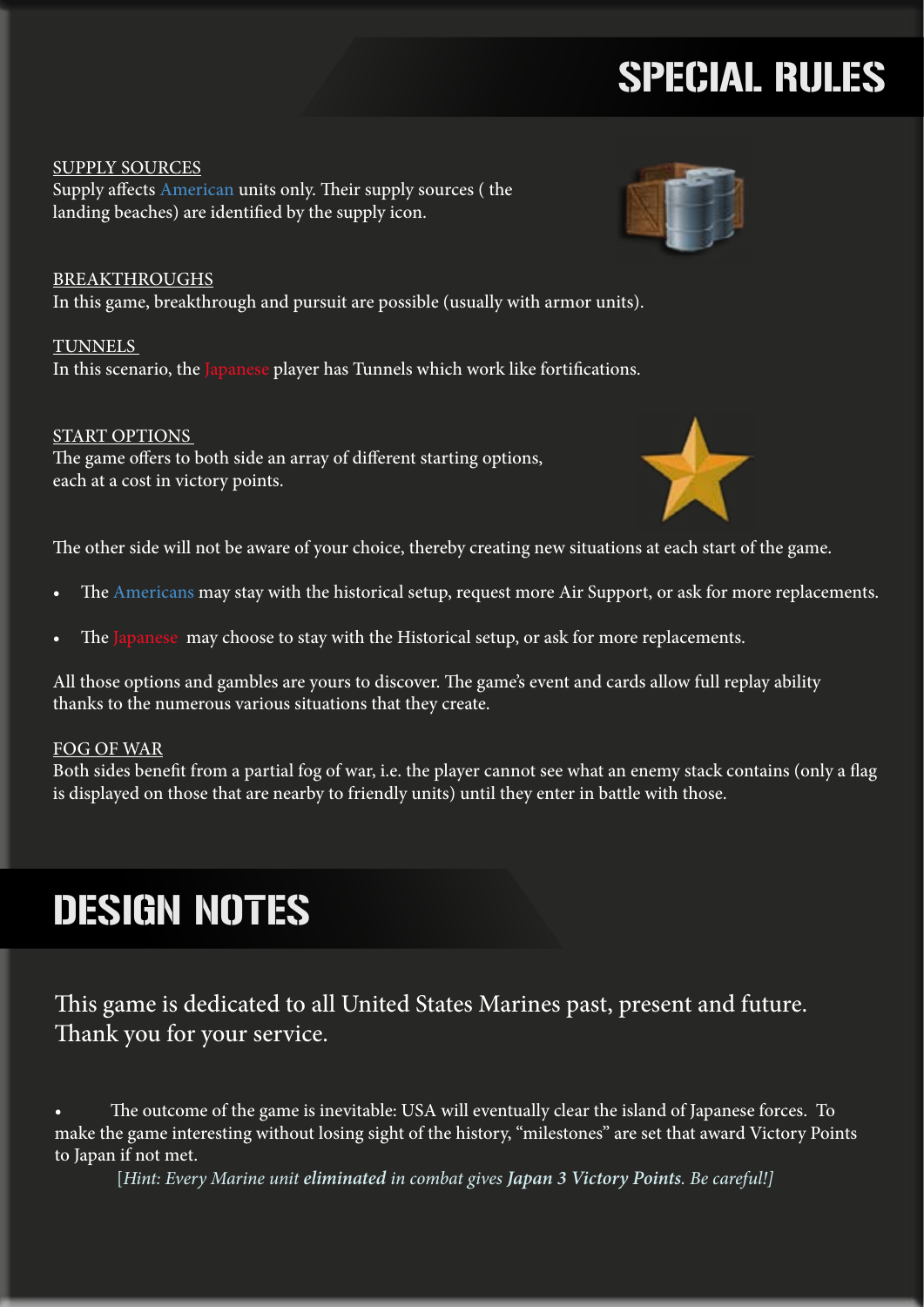# SPECIAL RULES

SUPPLY SOURCES
Supply affects American units only. Their supply sources ( the landing beaches) are identified by the supply icon.

BREAKTHROUGHS
In this game, breakthrough and pursuit are possible (usually with armor units).

TUNNELS
In this scenario, the Japanese player has Tunnels which work like fortifications.

START OPTIONS
The game offers to both side an array of different starting options, each at a cost in victory points.

The other side will not be aware of your choice, thereby creating new situations at each start of the game.

- The Americans may stay with the historical setup, request more Air Support, or ask for more replacements.
- The Japanese may choose to stay with the Historical setup, or ask for more replacements.

All those options and gambles are yours to discover. The game's event and cards allow full replay ability thanks to the numerous various situations that they create.

FOG OF WAR
Both sides benefit from a partial fog of war, i.e. the player cannot see what an enemy stack contains (only a flag is displayed on those that are nearby to friendly units) until they enter in battle with those.

# DESIGN NOTES

This game is dedicated to all United States Marines past, present and future. Thank you for your service.

- The outcome of the game is inevitable: USA will eventually clear the island of Japanese forces. To make the game interesting without losing sight of the history, "milestones" are set that award Victory Points to Japan if not met.

[*Hint: Every Marine unit **eliminated** in combat gives **Japan 3 Victory Points**. Be careful!*]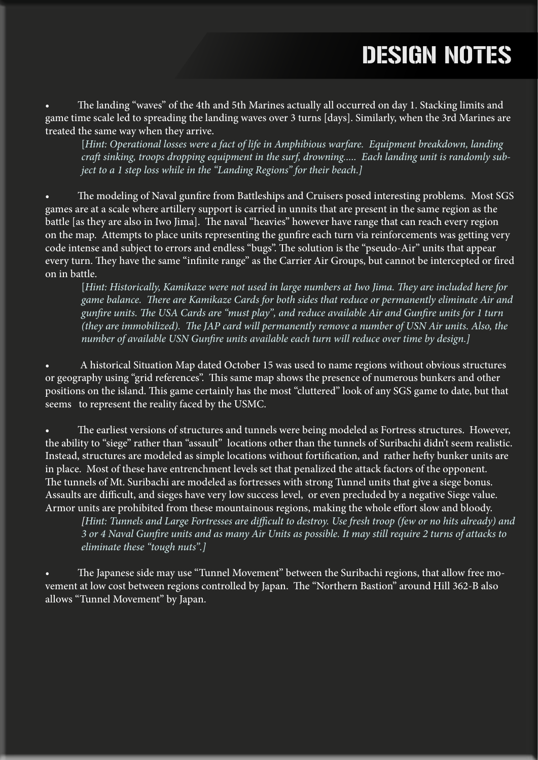# DESIGN NOTES

- The landing "waves" of the 4th and 5th Marines actually all occurred on day 1. Stacking limits and game time scale led to spreading the landing waves over 3 turns [days]. Similarly, when the 3rd Marines are treated the same way when they arrive.

  [*Hint: Operational losses were a fact of life in Amphibious warfare. Equipment breakdown, landing craft sinking, troops dropping equipment in the surf, drowning..... Each landing unit is randomly subject to a 1 step loss while in the "Landing Regions" for their beach.]*

- The modeling of Naval gunfire from Battleships and Cruisers posed interesting problems. Most SGS games are at a scale where artillery support is carried in unnits that are present in the same region as the battle [as they are also in Iwo Jima]. The naval "heavies" however have range that can reach every region on the map. Attempts to place units representing the gunfire each turn via reinforcements was getting very code intense and subject to errors and endless "bugs". The solution is the "pseudo-Air" units that appear every turn. They have the same "infinite range" as the Carrier Air Groups, but cannot be intercepted or fired on in battle.

  [*Hint: Historically, Kamikaze were not used in large numbers at Iwo Jima. They are included here for game balance. There are Kamikaze Cards for both sides that reduce or permanently eliminate Air and gunfire units. The USA Cards are "must play", and reduce available Air and Gunfire units for 1 turn (they are immobilized). The JAP card will permanently remove a number of USN Air units. Also, the number of available USN Gunfire units available each turn will reduce over time by design.]*

- A historical Situation Map dated October 15 was used to name regions without obvious structures or geography using "grid references". This same map shows the presence of numerous bunkers and other positions on the island. This game certainly has the most "cluttered" look of any SGS game to date, but that seems to represent the reality faced by the USMC.

- The earliest versions of structures and tunnels were being modeled as Fortress structures. However, the ability to "siege" rather than "assault" locations other than the tunnels of Suribachi didn't seem realistic. Instead, structures are modeled as simple locations without fortification, and rather hefty bunker units are in place. Most of these have entrenchment levels set that penalized the attack factors of the opponent. The tunnels of Mt. Suribachi are modeled as fortresses with strong Tunnel units that give a siege bonus. Assaults are difficult, and sieges have very low success level, or even precluded by a negative Siege value. Armor units are prohibited from these mountainous regions, making the whole effort slow and bloody.

  *[Hint: Tunnels and Large Fortresses are difficult to destroy. Use fresh troop (few or no hits already) and 3 or 4 Naval Gunfire units and as many Air Units as possible. It may still require 2 turns of attacks to eliminate these "tough nuts".]*

- The Japanese side may use "Tunnel Movement" between the Suribachi regions, that allow free movement at low cost between regions controlled by Japan. The "Northern Bastion" around Hill 362-B also allows "Tunnel Movement" by Japan.